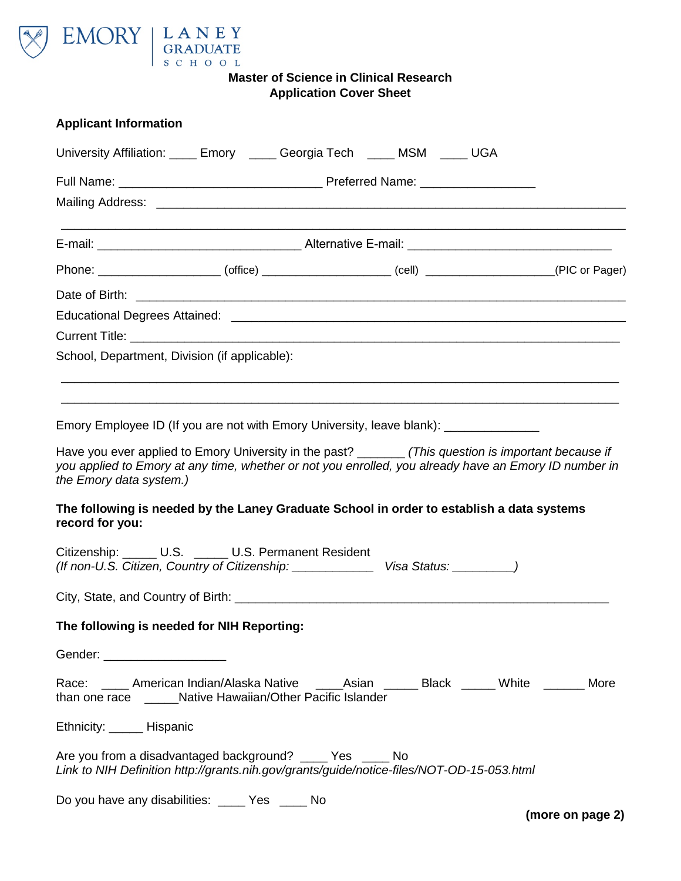EMORY | LANEY GRADUATE SCHOOL

**Master of Science in Clinical Research**
**Application Cover Sheet**

**Applicant Information**

University Affiliation: ____ Emory ____ Georgia Tech ____ MSM ____ UGA

Full Name: ______________________________ Preferred Name: ________________

Mailing Address: ____________________________________________________________________

______________________________________________________________________________

E-mail: ______________________________ Alternative E-mail: ______________________________

Phone: __________________ (office) ___________________ (cell) ___________________(PIC or Pager)

Date of Birth: _______________________________________________________________________

Educational Degrees Attained: __________________________________________________________

Current Title: ________________________________________________________________________

School, Department, Division (if applicable):

______________________________________________________________________________

______________________________________________________________________________

Emory Employee ID (If you are not with Emory University, leave blank): ______________

Have you ever applied to Emory University in the past? _______ *(This question is important because if you applied to Emory at any time, whether or not you enrolled, you already have an Emory ID number in the Emory data system.)*

**The following is needed by the Laney Graduate School in order to establish a data systems record for you:**

Citizenship: _____ U.S. _____ U.S. Permanent Resident
*(If non-U.S. Citizen, Country of Citizenship: ____________ Visa Status: _________)*

City, State, and Country of Birth: _______________________________________________________

**The following is needed for NIH Reporting:**

Gender: __________________

Race: ____ American Indian/Alaska Native ____Asian _____ Black _____ White ______ More than one race _____Native Hawaiian/Other Pacific Islander

Ethnicity: _____ Hispanic

Are you from a disadvantaged background? ____ Yes ____ No
*Link to NIH Definition http://grants.nih.gov/grants/guide/notice-files/NOT-OD-15-053.html*

Do you have any disabilities: ____ Yes ____ No

**(more on page 2)**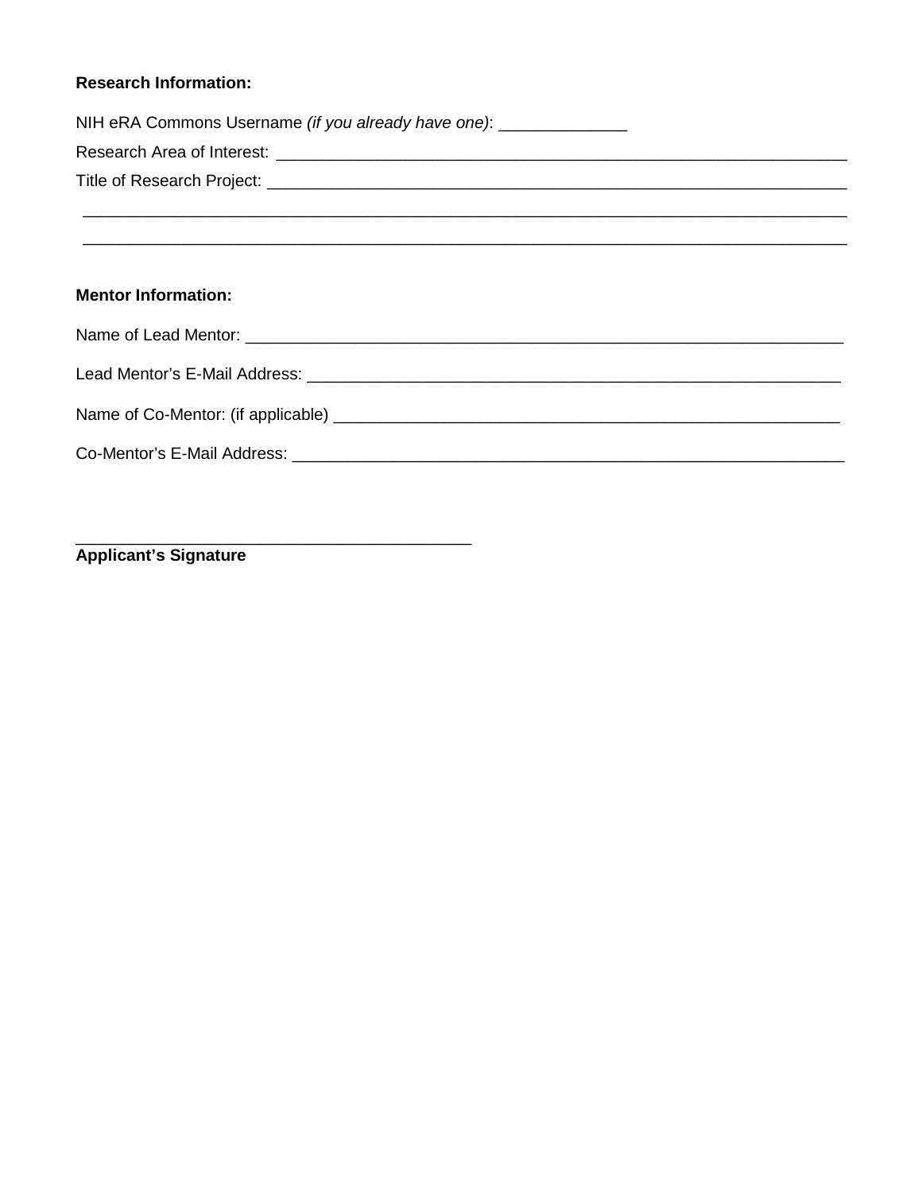**Research Information:**

NIH eRA Commons Username *(if you already have one)*: ______________

Research Area of Interest: ________________________________________________________________

Title of Research Project: ________________________________________________________________

________________________________________________________________________________________

________________________________________________________________________________________

**Mentor Information:**

Name of Lead Mentor: ____________________________________________________________________

Lead Mentor's E-Mail Address: _____________________________________________________________

Name of Co-Mentor: (if applicable) __________________________________________________________

Co-Mentor's E-Mail Address: ______________________________________________________________

_____________________________________________

**Applicant's Signature**